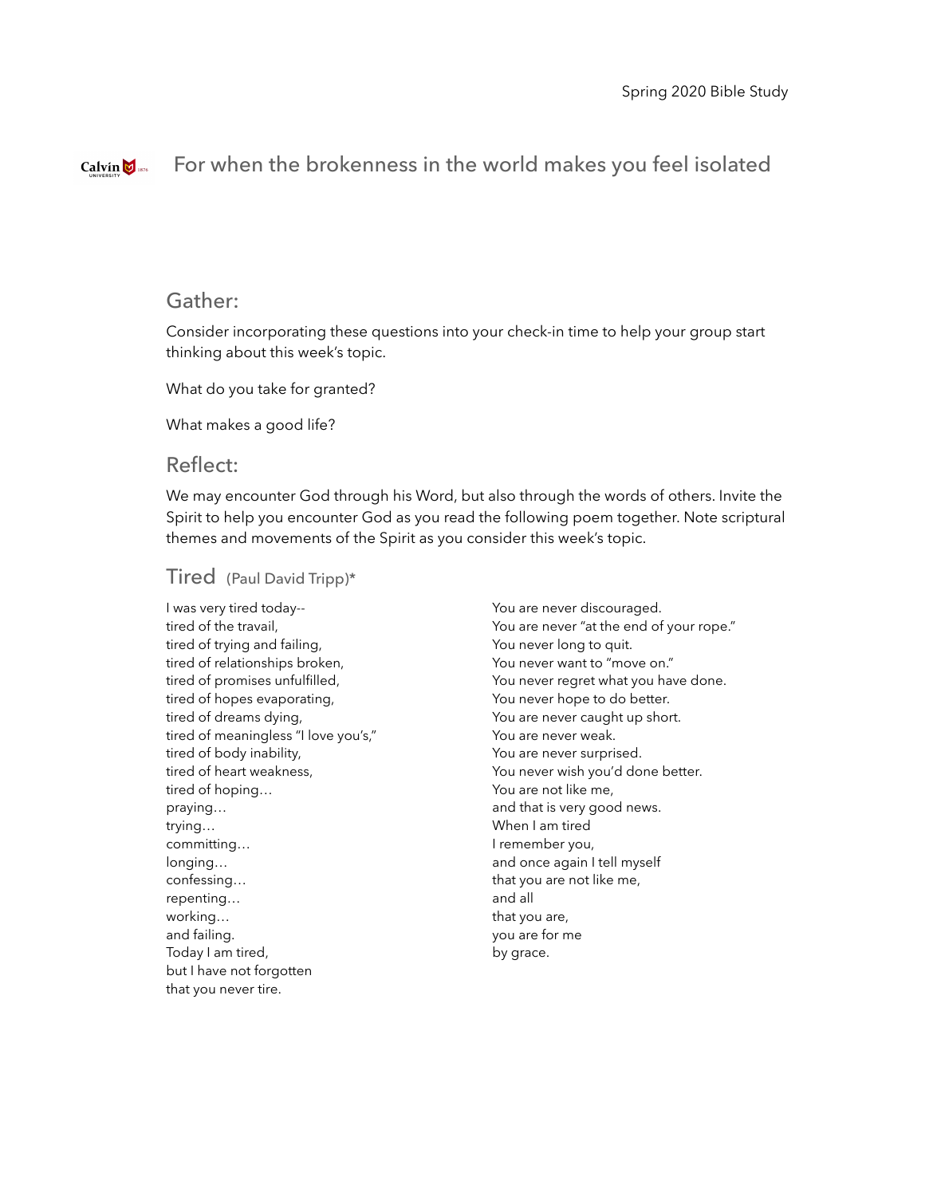Spring 2020 Bible Study

# For when the brokenness in the world makes you feel isolated

## Gather:

Consider incorporating these questions into your check-in time to help your group start thinking about this week's topic.

What do you take for granted?

What makes a good life?

## Reflect:

We may encounter God through his Word, but also through the words of others. Invite the Spirit to help you encounter God as you read the following poem together. Note scriptural themes and movements of the Spirit as you consider this week's topic.

### Tired (Paul David Tripp)*

I was very tired today--  
tired of the travail,  
tired of trying and failing,  
tired of relationships broken,  
tired of promises unfulfilled,  
tired of hopes evaporating,  
tired of dreams dying,  
tired of meaningless "I love you's,"  
tired of body inability,  
tired of heart weakness,  
tired of hoping…  
praying…  
trying…  
committing…  
longing…  
confessing…  
repenting…  
working…  
and failing.  
Today I am tired,  
but I have not forgotten  
that you never tire.

You are never discouraged.  
You are never "at the end of your rope."  
You never long to quit.  
You never want to "move on."  
You never regret what you have done.  
You never hope to do better.  
You are never caught up short.  
You are never weak.  
You are never surprised.  
You never wish you'd done better.  
You are not like me,  
and that is very good news.  
When I am tired  
I remember you,  
and once again I tell myself  
that you are not like me,  
and all  
that you are,  
you are for me  
by grace.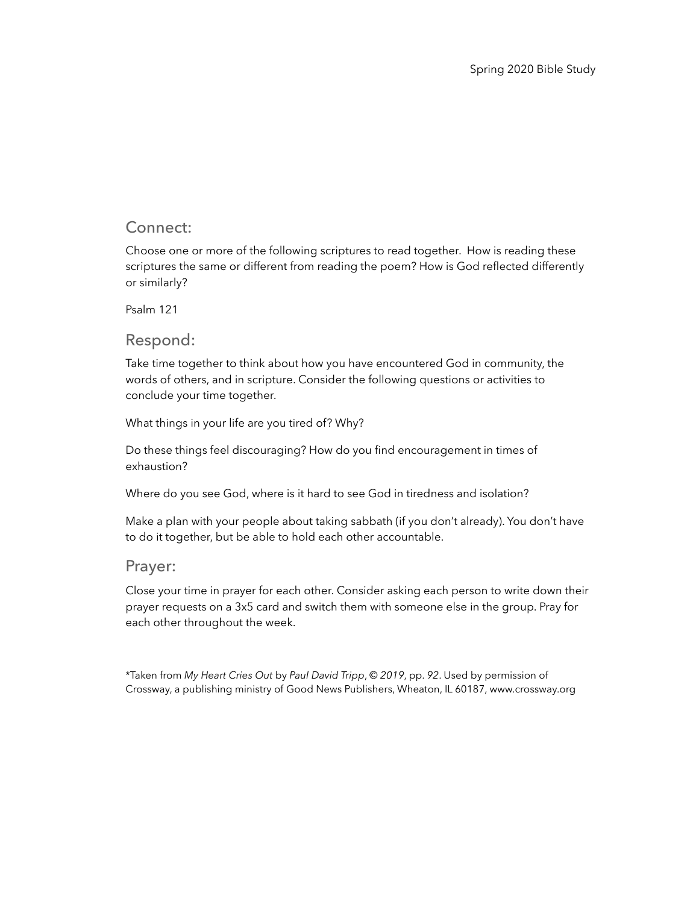## Connect:

Choose one or more of the following scriptures to read together. How is reading these scriptures the same or different from reading the poem? How is God reflected differently or similarly?

Psalm 121

## Respond:

Take time together to think about how you have encountered God in community, the words of others, and in scripture. Consider the following questions or activities to conclude your time together.

What things in your life are you tired of? Why?

Do these things feel discouraging? How do you find encouragement in times of exhaustion?

Where do you see God, where is it hard to see God in tiredness and isolation?

Make a plan with your people about taking sabbath (if you don't already). You don't have to do it together, but be able to hold each other accountable.

## Prayer:

Close your time in prayer for each other. Consider asking each person to write down their prayer requests on a 3x5 card and switch them with someone else in the group. Pray for each other throughout the week.

*Taken from *My Heart Cries Out* by *Paul David Tripp*, *© 2019*, pp. *92*. Used by permission of Crossway, a publishing ministry of Good News Publishers, Wheaton, IL 60187, www.crossway.org